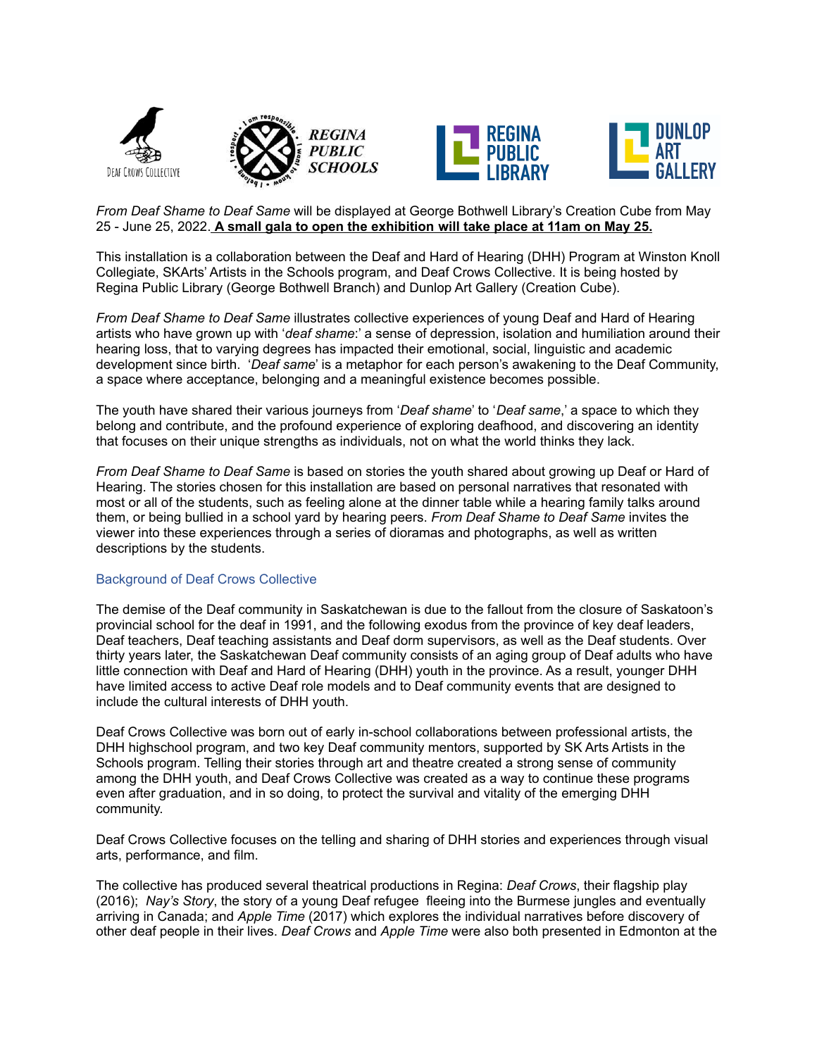*From Deaf Shame to Deaf Same* will be displayed at George Bothwell Library's Creation Cube from May 25 - June 25, 2022. **A small gala to open the exhibition will take place at 11am on May 25.**

This installation is a collaboration between the Deaf and Hard of Hearing (DHH) Program at Winston Knoll Collegiate, SKArts' Artists in the Schools program, and Deaf Crows Collective. It is being hosted by Regina Public Library (George Bothwell Branch) and Dunlop Art Gallery (Creation Cube).

*From Deaf Shame to Deaf Same* illustrates collective experiences of young Deaf and Hard of Hearing artists who have grown up with '*deaf shame*:' a sense of depression, isolation and humiliation around their hearing loss, that to varying degrees has impacted their emotional, social, linguistic and academic development since birth. '*Deaf same*' is a metaphor for each person's awakening to the Deaf Community, a space where acceptance, belonging and a meaningful existence becomes possible.

The youth have shared their various journeys from '*Deaf shame*' to '*Deaf same*,' a space to which they belong and contribute, and the profound experience of exploring deafhood, and discovering an identity that focuses on their unique strengths as individuals, not on what the world thinks they lack.

*From Deaf Shame to Deaf Same* is based on stories the youth shared about growing up Deaf or Hard of Hearing. The stories chosen for this installation are based on personal narratives that resonated with most or all of the students, such as feeling alone at the dinner table while a hearing family talks around them, or being bullied in a school yard by hearing peers. *From Deaf Shame to Deaf Same* invites the viewer into these experiences through a series of dioramas and photographs, as well as written descriptions by the students.

## Background of Deaf Crows Collective

The demise of the Deaf community in Saskatchewan is due to the fallout from the closure of Saskatoon's provincial school for the deaf in 1991, and the following exodus from the province of key deaf leaders, Deaf teachers, Deaf teaching assistants and Deaf dorm supervisors, as well as the Deaf students. Over thirty years later, the Saskatchewan Deaf community consists of an aging group of Deaf adults who have little connection with Deaf and Hard of Hearing (DHH) youth in the province. As a result, younger DHH have limited access to active Deaf role models and to Deaf community events that are designed to include the cultural interests of DHH youth.

Deaf Crows Collective was born out of early in-school collaborations between professional artists, the DHH highschool program, and two key Deaf community mentors, supported by SK Arts Artists in the Schools program. Telling their stories through art and theatre created a strong sense of community among the DHH youth, and Deaf Crows Collective was created as a way to continue these programs even after graduation, and in so doing, to protect the survival and vitality of the emerging DHH community.

Deaf Crows Collective focuses on the telling and sharing of DHH stories and experiences through visual arts, performance, and film.

The collective has produced several theatrical productions in Regina: *Deaf Crows*, their flagship play (2016); *Nay's Story*, the story of a young Deaf refugee fleeing into the Burmese jungles and eventually arriving in Canada; and *Apple Time* (2017) which explores the individual narratives before discovery of other deaf people in their lives. *Deaf Crows* and *Apple Time* were also both presented in Edmonton at the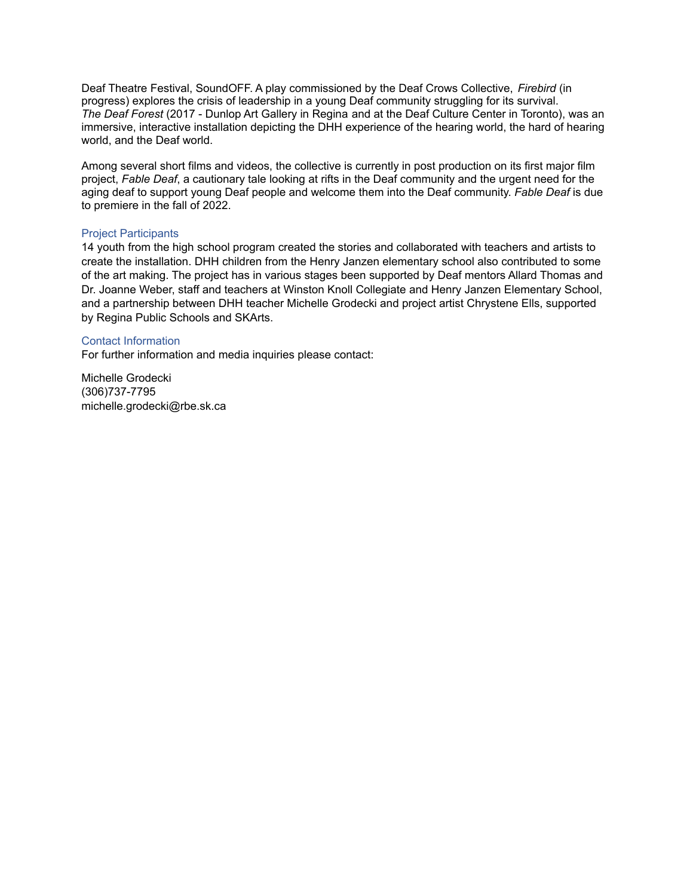Deaf Theatre Festival, SoundOFF. A play commissioned by the Deaf Crows Collective, *Firebird* (in progress) explores the crisis of leadership in a young Deaf community struggling for its survival. *The Deaf Forest* (2017 - Dunlop Art Gallery in Regina and at the Deaf Culture Center in Toronto), was an immersive, interactive installation depicting the DHH experience of the hearing world, the hard of hearing world, and the Deaf world.

Among several short films and videos, the collective is currently in post production on its first major film project, *Fable Deaf*, a cautionary tale looking at rifts in the Deaf community and the urgent need for the aging deaf to support young Deaf people and welcome them into the Deaf community. *Fable Deaf* is due to premiere in the fall of 2022.

## Project Participants

14 youth from the high school program created the stories and collaborated with teachers and artists to create the installation. DHH children from the Henry Janzen elementary school also contributed to some of the art making. The project has in various stages been supported by Deaf mentors Allard Thomas and Dr. Joanne Weber, staff and teachers at Winston Knoll Collegiate and Henry Janzen Elementary School, and a partnership between DHH teacher Michelle Grodecki and project artist Chrystene Ells, supported by Regina Public Schools and SKArts.

## Contact Information

For further information and media inquiries please contact:

Michelle Grodecki
(306)737-7795
michelle.grodecki@rbe.sk.ca